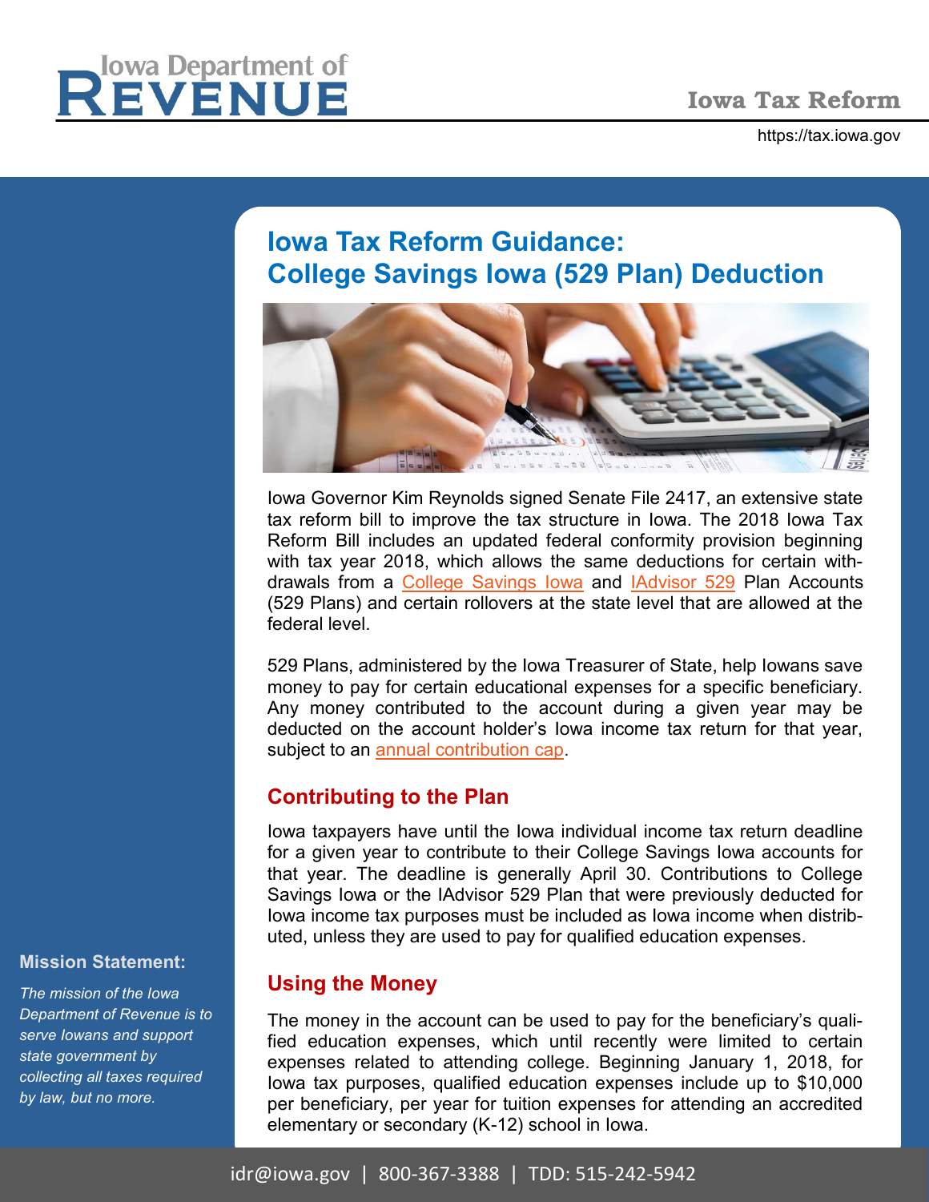# Iowa Tax Reform Guidance: College Savings Iowa (529 Plan) Deduction

Iowa Governor Kim Reynolds signed Senate File 2417, an extensive state tax reform bill to improve the tax structure in Iowa. The 2018 Iowa Tax Reform Bill includes an updated federal conformity provision beginning with tax year 2018, which allows the same deductions for certain withdrawals from a College Savings Iowa and IAdvisor 529 Plan Accounts (529 Plans) and certain rollovers at the state level that are allowed at the federal level.

529 Plans, administered by the Iowa Treasurer of State, help Iowans save money to pay for certain educational expenses for a specific beneficiary. Any money contributed to the account during a given year may be deducted on the account holder's Iowa income tax return for that year, subject to an annual contribution cap.

## Contributing to the Plan

Iowa taxpayers have until the Iowa individual income tax return deadline for a given year to contribute to their College Savings Iowa accounts for that year. The deadline is generally April 30. Contributions to College Savings Iowa or the IAdvisor 529 Plan that were previously deducted for Iowa income tax purposes must be included as Iowa income when distributed, unless they are used to pay for qualified education expenses.

## Using the Money

The money in the account can be used to pay for the beneficiary's qualified education expenses, which until recently were limited to certain expenses related to attending college. Beginning January 1, 2018, for Iowa tax purposes, qualified education expenses include up to $10,000 per beneficiary, per year for tuition expenses for attending an accredited elementary or secondary (K-12) school in Iowa.

**Mission Statement:**

*The mission of the Iowa Department of Revenue is to serve Iowans and support state government by collecting all taxes required by law, but no more.*

idr@iowa.gov | 800-367-3388 | TDD: 515-242-5942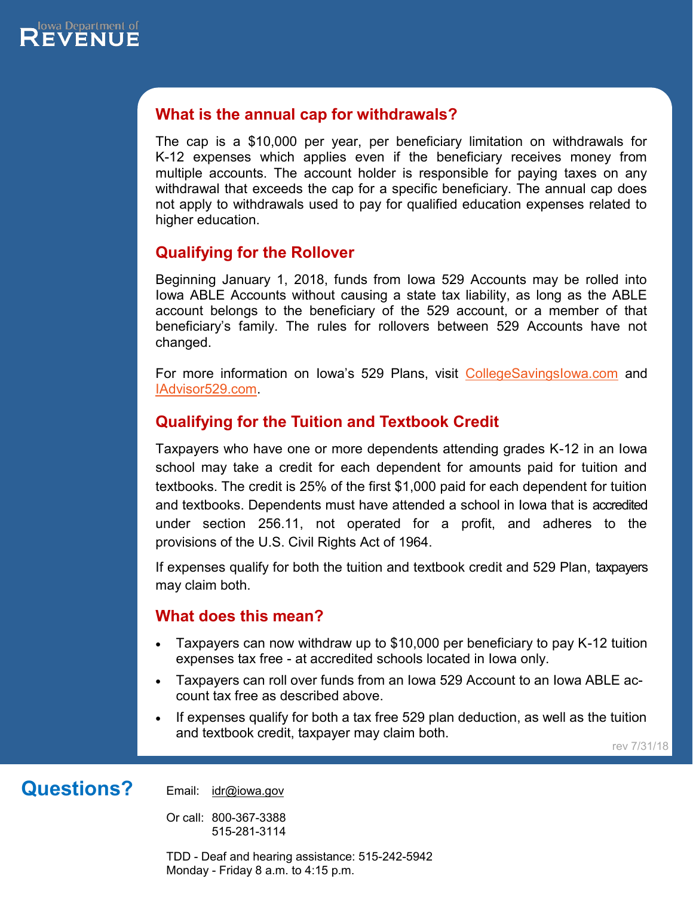Iowa Department of **REVENUE**

## What is the annual cap for withdrawals?

The cap is a $10,000 per year, per beneficiary limitation on withdrawals for K-12 expenses which applies even if the beneficiary receives money from multiple accounts. The account holder is responsible for paying taxes on any withdrawal that exceeds the cap for a specific beneficiary. The annual cap does not apply to withdrawals used to pay for qualified education expenses related to higher education.

## Qualifying for the Rollover

Beginning January 1, 2018, funds from Iowa 529 Accounts may be rolled into Iowa ABLE Accounts without causing a state tax liability, as long as the ABLE account belongs to the beneficiary of the 529 account, or a member of that beneficiary's family. The rules for rollovers between 529 Accounts have not changed.

For more information on Iowa's 529 Plans, visit CollegeSavingsIowa.com and IAdvisor529.com.

## Qualifying for the Tuition and Textbook Credit

Taxpayers who have one or more dependents attending grades K-12 in an Iowa school may take a credit for each dependent for amounts paid for tuition and textbooks. The credit is 25% of the first $1,000 paid for each dependent for tuition and textbooks. Dependents must have attended a school in Iowa that is accredited under section 256.11, not operated for a profit, and adheres to the provisions of the U.S. Civil Rights Act of 1964.

If expenses qualify for both the tuition and textbook credit and 529 Plan, taxpayers may claim both.

## What does this mean?

- Taxpayers can now withdraw up to $10,000 per beneficiary to pay K-12 tuition expenses tax free - at accredited schools located in Iowa only.
- Taxpayers can roll over funds from an Iowa 529 Account to an Iowa ABLE account tax free as described above.
- If expenses qualify for both a tax free 529 plan deduction, as well as the tuition and textbook credit, taxpayer may claim both.

rev 7/31/18

## Questions?

Email: idr@iowa.gov

Or call: 800-367-3388
515-281-3114

TDD - Deaf and hearing assistance: 515-242-5942
Monday - Friday 8 a.m. to 4:15 p.m.